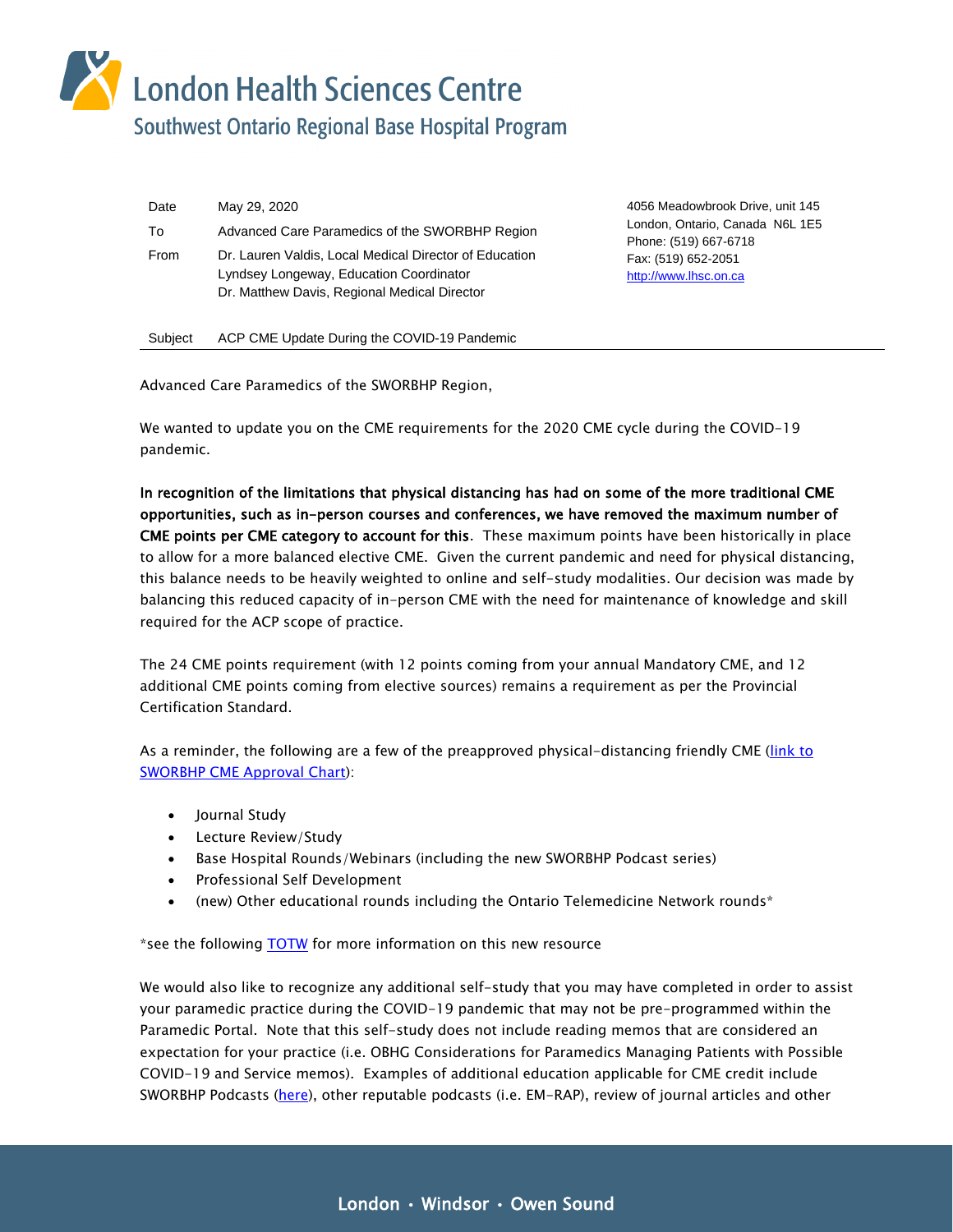# London Health Sciences Centre

## Southwest Ontario Regional Base Hospital Program

| | |
|---|---|
| Date | May 29, 2020 |
| To | Advanced Care Paramedics of the SWORBHP Region |
| From | Dr. Lauren Valdis, Local Medical Director of Education<br>Lyndsey Longeway, Education Coordinator<br>Dr. Matthew Davis, Regional Medical Director |
| Subject | ACP CME Update During the COVID-19 Pandemic |

4056 Meadowbrook Drive, unit 145
London, Ontario, Canada N6L 1E5
Phone: (519) 667-6718
Fax: (519) 652-2051
http://www.lhsc.on.ca

Advanced Care Paramedics of the SWORBHP Region,

We wanted to update you on the CME requirements for the 2020 CME cycle during the COVID-19 pandemic.

**In recognition of the limitations that physical distancing has had on some of the more traditional CME opportunities, such as in-person courses and conferences, we have removed the maximum number of CME points per CME category to account for this**. These maximum points have been historically in place to allow for a more balanced elective CME. Given the current pandemic and need for physical distancing, this balance needs to be heavily weighted to online and self-study modalities. Our decision was made by balancing this reduced capacity of in-person CME with the need for maintenance of knowledge and skill required for the ACP scope of practice.

The 24 CME points requirement (with 12 points coming from your annual Mandatory CME, and 12 additional CME points coming from elective sources) remains a requirement as per the Provincial Certification Standard.

As a reminder, the following are a few of the preapproved physical-distancing friendly CME (link to SWORBHP CME Approval Chart):

- Journal Study
- Lecture Review/Study
- Base Hospital Rounds/Webinars (including the new SWORBHP Podcast series)
- Professional Self Development
- (new) Other educational rounds including the Ontario Telemedicine Network rounds*

*see the following TOTW for more information on this new resource

We would also like to recognize any additional self-study that you may have completed in order to assist your paramedic practice during the COVID-19 pandemic that may not be pre-programmed within the Paramedic Portal. Note that this self-study does not include reading memos that are considered an expectation for your practice (i.e. OBHG Considerations for Paramedics Managing Patients with Possible COVID-19 and Service memos). Examples of additional education applicable for CME credit include SWORBHP Podcasts (here), other reputable podcasts (i.e. EM-RAP), review of journal articles and other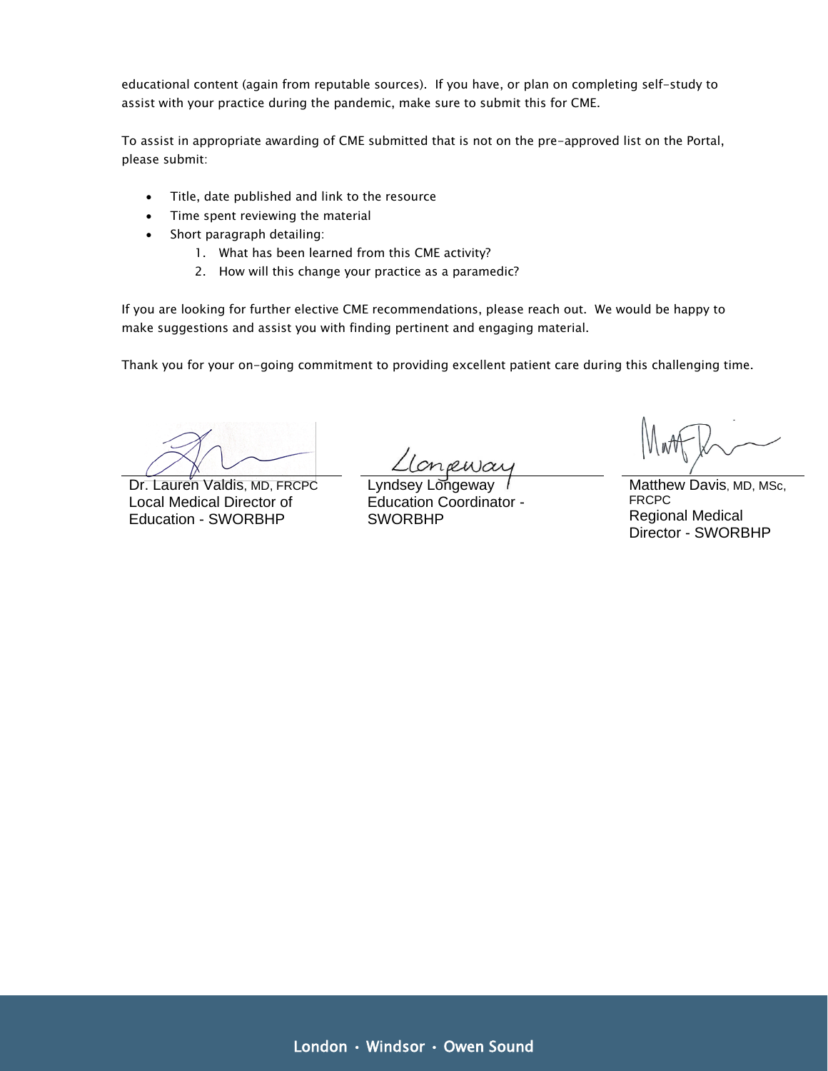educational content (again from reputable sources). If you have, or plan on completing self-study to assist with your practice during the pandemic, make sure to submit this for CME.

To assist in appropriate awarding of CME submitted that is not on the pre-approved list on the Portal, please submit:

- Title, date published and link to the resource
- Time spent reviewing the material
- Short paragraph detailing:
  1. What has been learned from this CME activity?
  2. How will this change your practice as a paramedic?

If you are looking for further elective CME recommendations, please reach out. We would be happy to make suggestions and assist you with finding pertinent and engaging material.

Thank you for your on-going commitment to providing excellent patient care during this challenging time.

Dr. Lauren Valdis, MD, FRCPC
Local Medical Director of Education - SWORBHP

Lyndsey Longeway
Education Coordinator - SWORBHP

Matthew Davis, MD, MSc, FRCPC
Regional Medical Director - SWORBHP

London • Windsor • Owen Sound